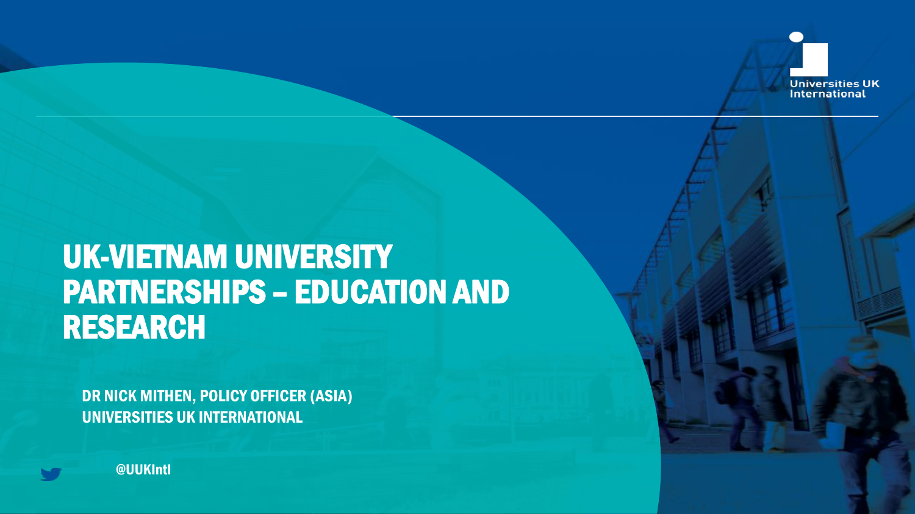Universities UK International

# UK-VIETNAM UNIVERSITY PARTNERSHIPS – EDUCATION AND RESEARCH

**DR NICK MITHEN, POLICY OFFICER (ASIA)**
**UNIVERSITIES UK INTERNATIONAL**

@UUKIntl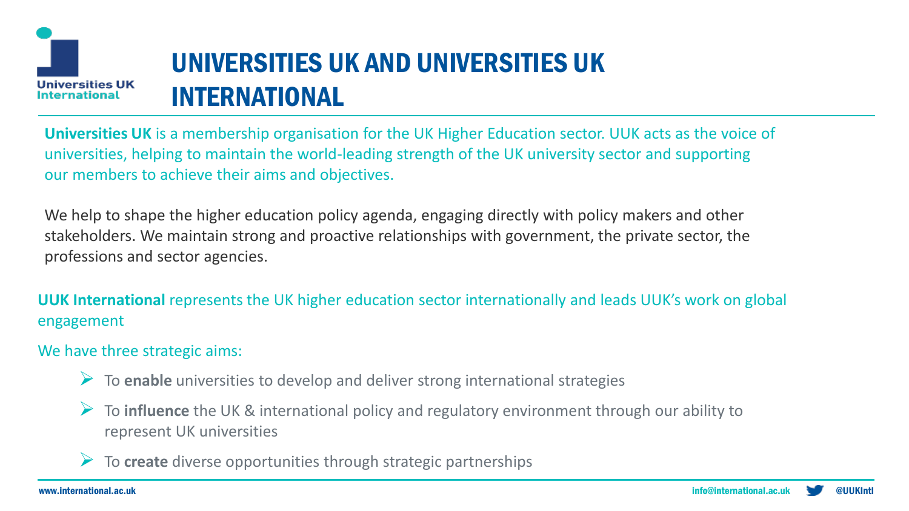# UNIVERSITIES UK AND UNIVERSITIES UK INTERNATIONAL

**Universities UK** is a membership organisation for the UK Higher Education sector. UUK acts as the voice of universities, helping to maintain the world-leading strength of the UK university sector and supporting our members to achieve their aims and objectives.

We help to shape the higher education policy agenda, engaging directly with policy makers and other stakeholders. We maintain strong and proactive relationships with government, the private sector, the professions and sector agencies.

**UUK International** represents the UK higher education sector internationally and leads UUK's work on global engagement

We have three strategic aims:

- To **enable** universities to develop and deliver strong international strategies
- To **influence** the UK & international policy and regulatory environment through our ability to represent UK universities
- To **create** diverse opportunities through strategic partnerships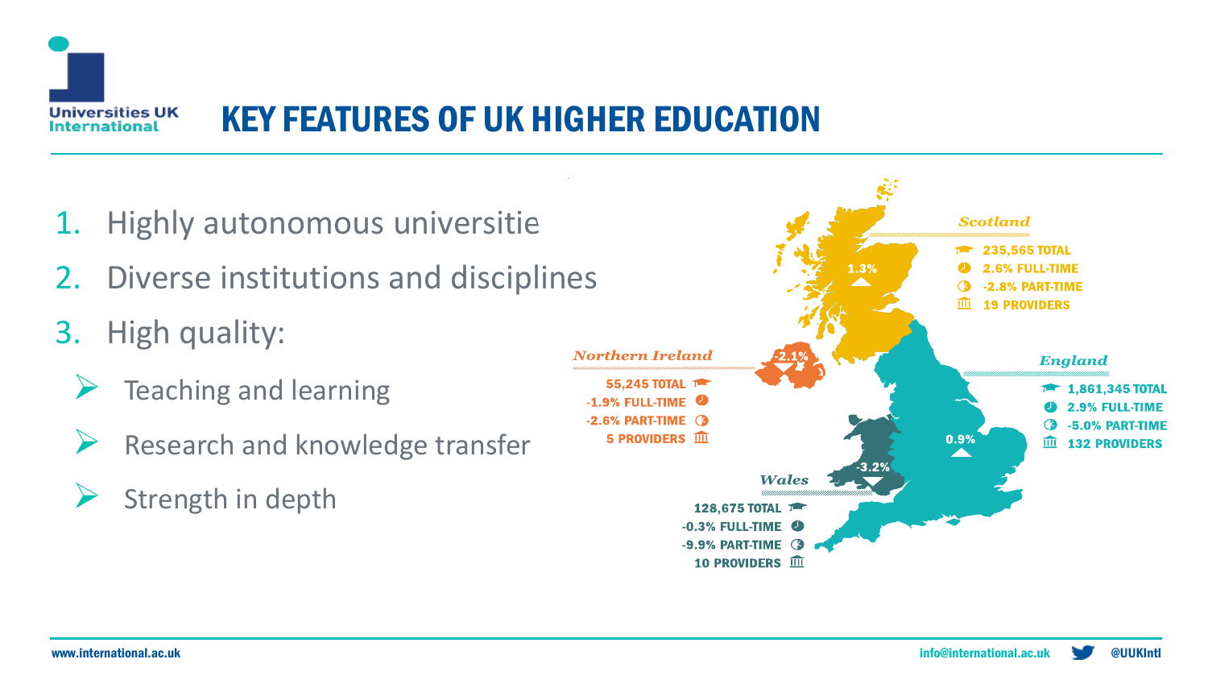# KEY FEATURES OF UK HIGHER EDUCATION

1. Highly autonomous universitie
2. Diverse institutions and disciplines
3. High quality:
   - Teaching and learning
   - Research and knowledge transfer
   - Strength in depth

**Scotland** (1.3%)
- 235,565 TOTAL
- 2.6% FULL-TIME
- -2.8% PART-TIME
- 19 PROVIDERS

**Northern Ireland** (-2.1%)
- 55,245 TOTAL
- -1.9% FULL-TIME
- -2.6% PART-TIME
- 5 PROVIDERS

**England** (0.9%)
- 1,861,345 TOTAL
- 2.9% FULL-TIME
- -5.0% PART-TIME
- 132 PROVIDERS

**Wales** (-3.2%)
- 128,675 TOTAL
- -0.3% FULL-TIME
- -9.9% PART-TIME
- 10 PROVIDERS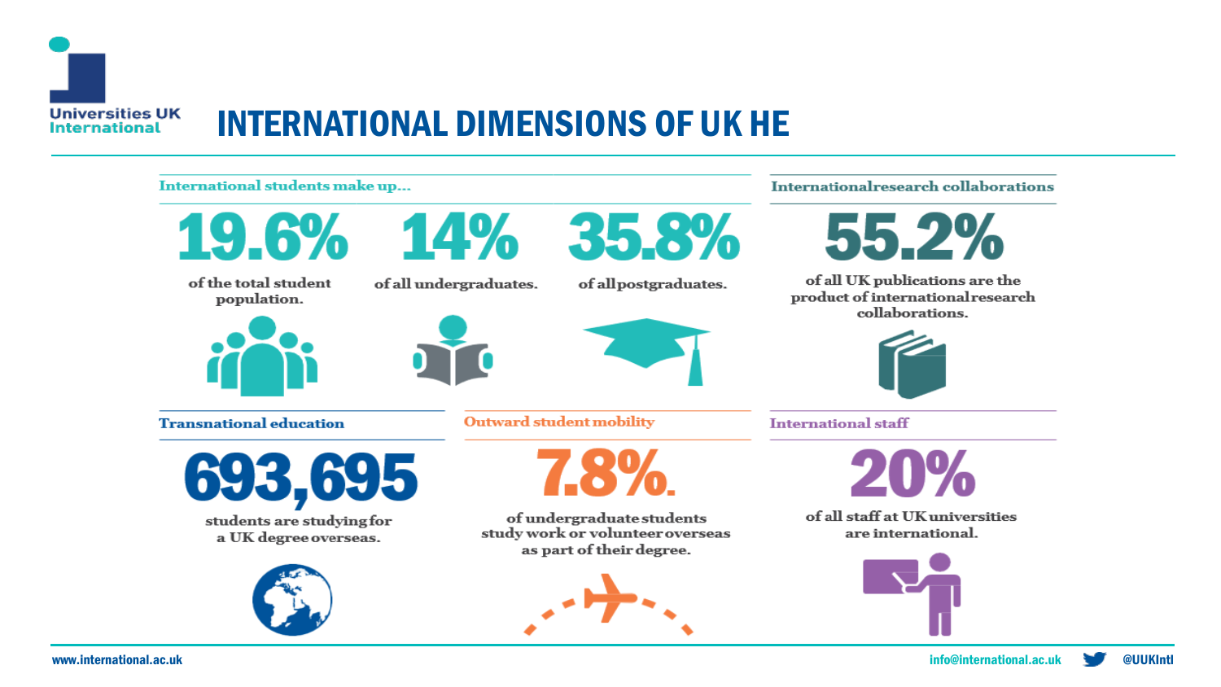# INTERNATIONAL DIMENSIONS OF UK HE

## International students make up...

**19.6%**
of the total student population.

**14%**
of all undergraduates.

**35.8%**
of all postgraduates.

## International research collaborations

**55.2%**
of all UK publications are the product of international research collaborations.

## Transnational education

**693,695**
students are studying for a UK degree overseas.

## Outward student mobility

**7.8%**
of undergraduate students study work or volunteer overseas as part of their degree.

## International staff

**20%**
of all staff at UK universities are international.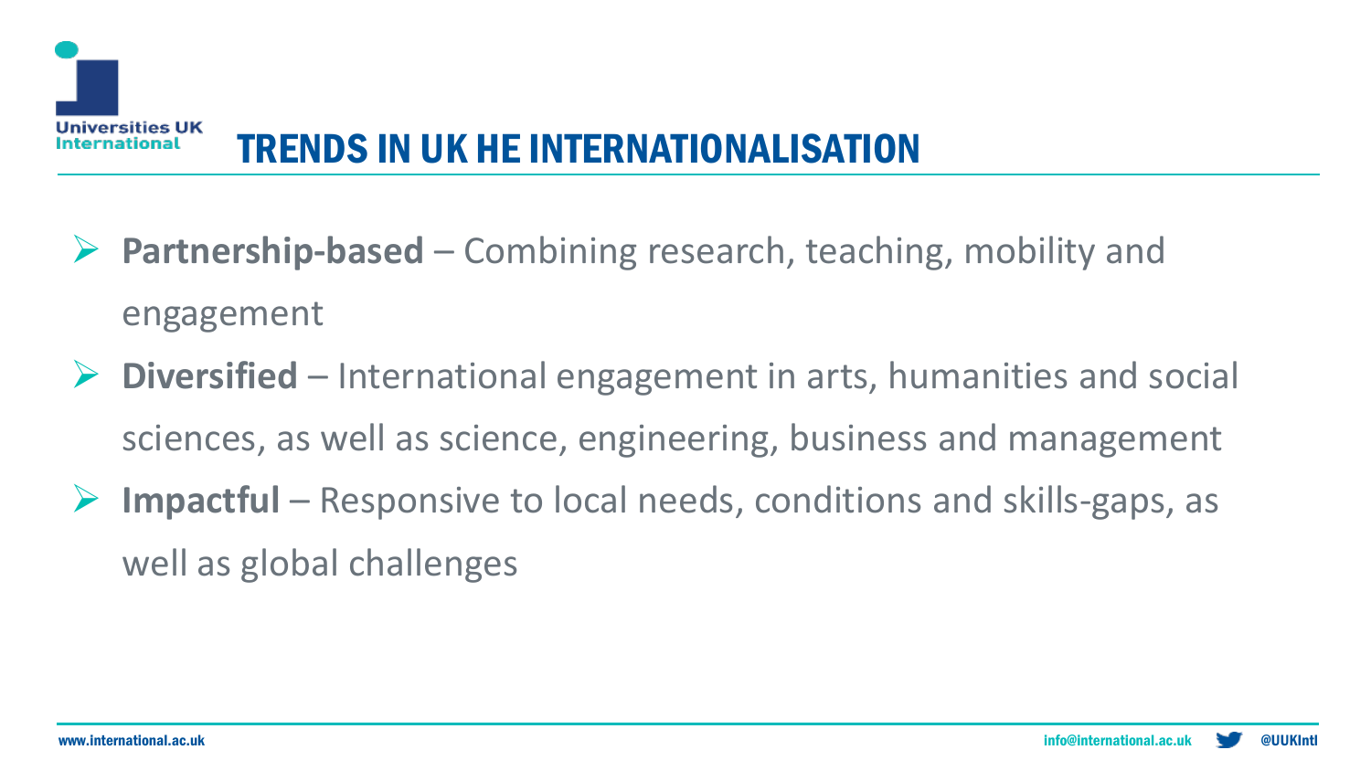# TRENDS IN UK HE INTERNATIONALISATION

- **Partnership-based** – Combining research, teaching, mobility and engagement
- **Diversified** – International engagement in arts, humanities and social sciences, as well as science, engineering, business and management
- **Impactful** – Responsive to local needs, conditions and skills-gaps, as well as global challenges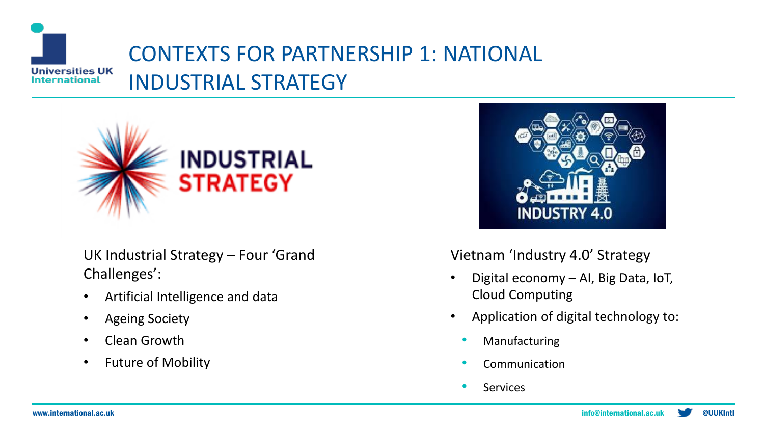# CONTEXTS FOR PARTNERSHIP 1: NATIONAL INDUSTRIAL STRATEGY

UK Industrial Strategy – Four 'Grand Challenges':

- Artificial Intelligence and data
- Ageing Society
- Clean Growth
- Future of Mobility

Vietnam 'Industry 4.0' Strategy

- Digital economy – AI, Big Data, IoT, Cloud Computing
- Application of digital technology to:
  - Manufacturing
  - Communication
  - Services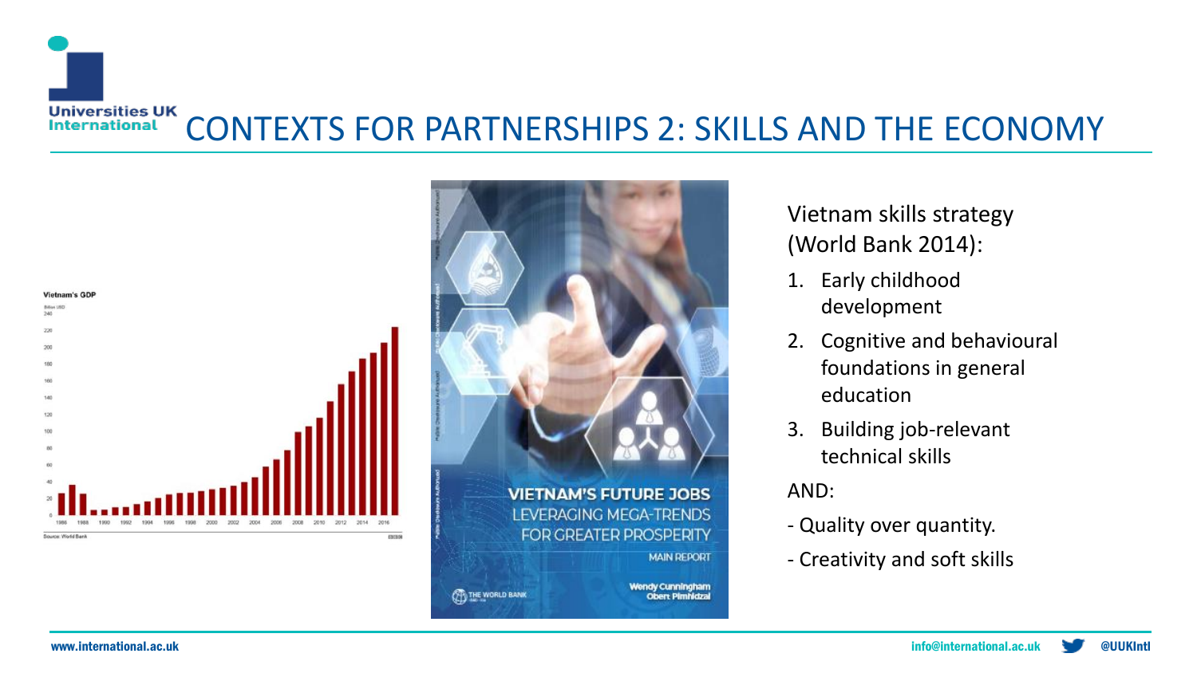# CONTEXTS FOR PARTNERSHIPS 2: SKILLS AND THE ECONOMY

Vietnam skills strategy (World Bank 2014):

1. Early childhood development
2. Cognitive and behavioural foundations in general education
3. Building job-relevant technical skills

AND:

- Quality over quantity.
- Creativity and soft skills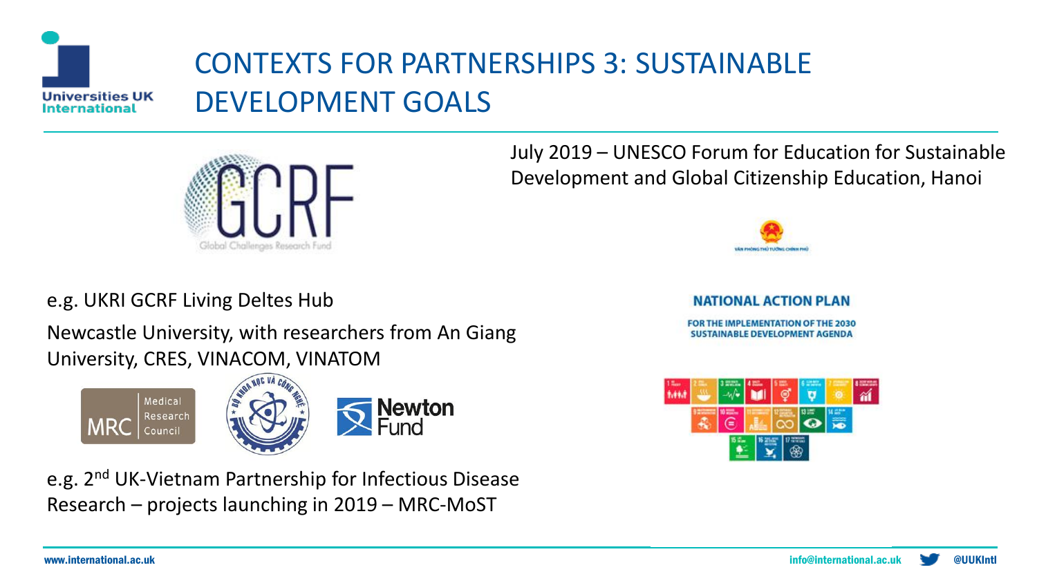# CONTEXTS FOR PARTNERSHIPS 3: SUSTAINABLE DEVELOPMENT GOALS

July 2019 – UNESCO Forum for Education for Sustainable Development and Global Citizenship Education, Hanoi

GCRF

Global Challenges Research Fund

e.g. UKRI GCRF Living Deltes Hub

Newcastle University, with researchers from An Giang University, CRES, VINACOM, VINATOM

NATIONAL ACTION PLAN

FOR THE IMPLEMENTATION OF THE 2030 SUSTAINABLE DEVELOPMENT AGENDA

MRC Medical Research Council

Newton Fund

e.g. 2nd UK-Vietnam Partnership for Infectious Disease Research – projects launching in 2019 – MRC-MoST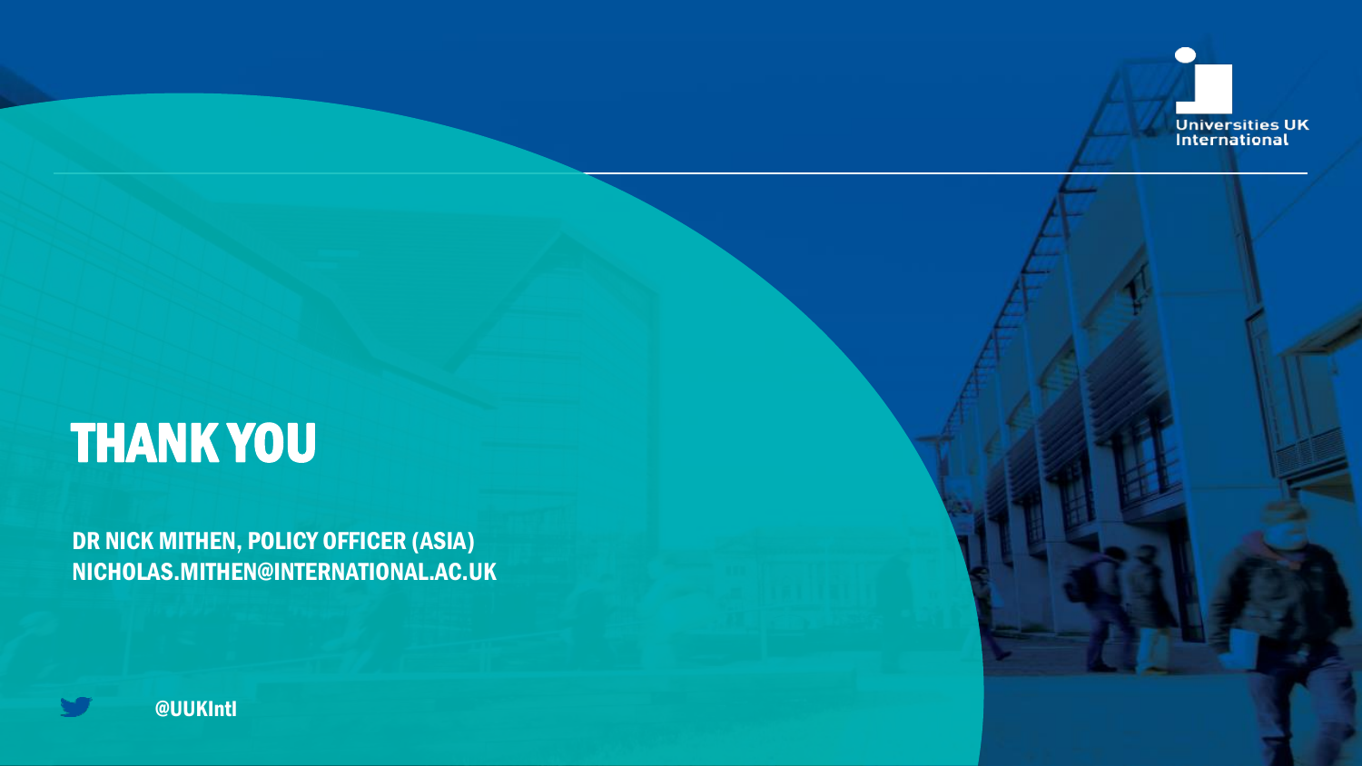# THANK YOU

**DR NICK MITHEN, POLICY OFFICER (ASIA)**
**NICHOLAS.MITHEN@INTERNATIONAL.AC.UK**

**@UUKIntl**